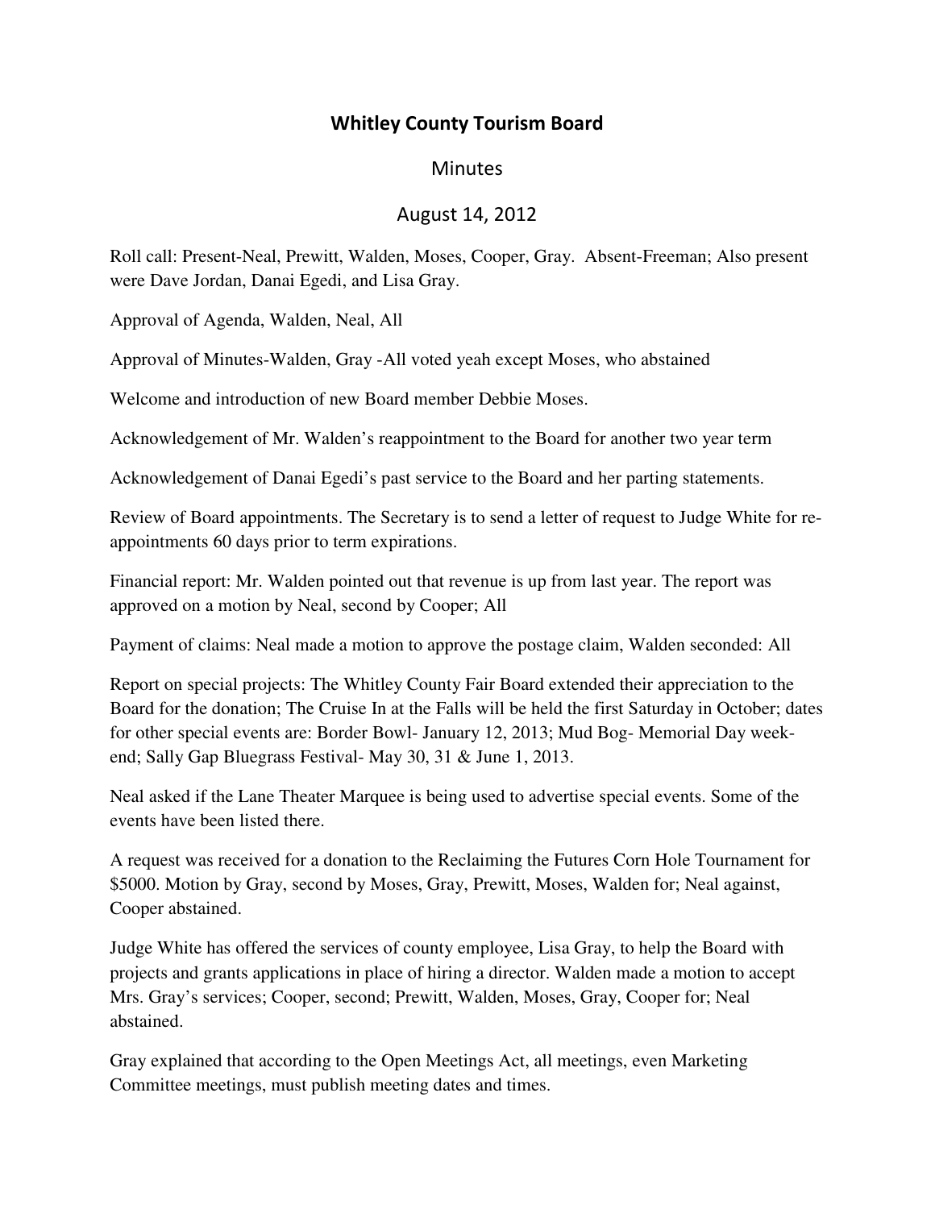# Whitley County Tourism Board

## Minutes

## August 14, 2012

Roll call: Present-Neal, Prewitt, Walden, Moses, Cooper, Gray. Absent-Freeman; Also present were Dave Jordan, Danai Egedi, and Lisa Gray.

Approval of Agenda, Walden, Neal, All

Approval of Minutes-Walden, Gray -All voted yeah except Moses, who abstained

Welcome and introduction of new Board member Debbie Moses.

Acknowledgement of Mr. Walden's reappointment to the Board for another two year term

Acknowledgement of Danai Egedi's past service to the Board and her parting statements.

Review of Board appointments. The Secretary is to send a letter of request to Judge White for re-appointments 60 days prior to term expirations.

Financial report: Mr. Walden pointed out that revenue is up from last year. The report was approved on a motion by Neal, second by Cooper; All

Payment of claims: Neal made a motion to approve the postage claim, Walden seconded: All

Report on special projects: The Whitley County Fair Board extended their appreciation to the Board for the donation; The Cruise In at the Falls will be held the first Saturday in October; dates for other special events are: Border Bowl- January 12, 2013; Mud Bog- Memorial Day week-end; Sally Gap Bluegrass Festival- May 30, 31 & June 1, 2013.

Neal asked if the Lane Theater Marquee is being used to advertise special events. Some of the events have been listed there.

A request was received for a donation to the Reclaiming the Futures Corn Hole Tournament for $5000. Motion by Gray, second by Moses, Gray, Prewitt, Moses, Walden for; Neal against, Cooper abstained.

Judge White has offered the services of county employee, Lisa Gray, to help the Board with projects and grants applications in place of hiring a director. Walden made a motion to accept Mrs. Gray's services; Cooper, second; Prewitt, Walden, Moses, Gray, Cooper for; Neal abstained.

Gray explained that according to the Open Meetings Act, all meetings, even Marketing Committee meetings, must publish meeting dates and times.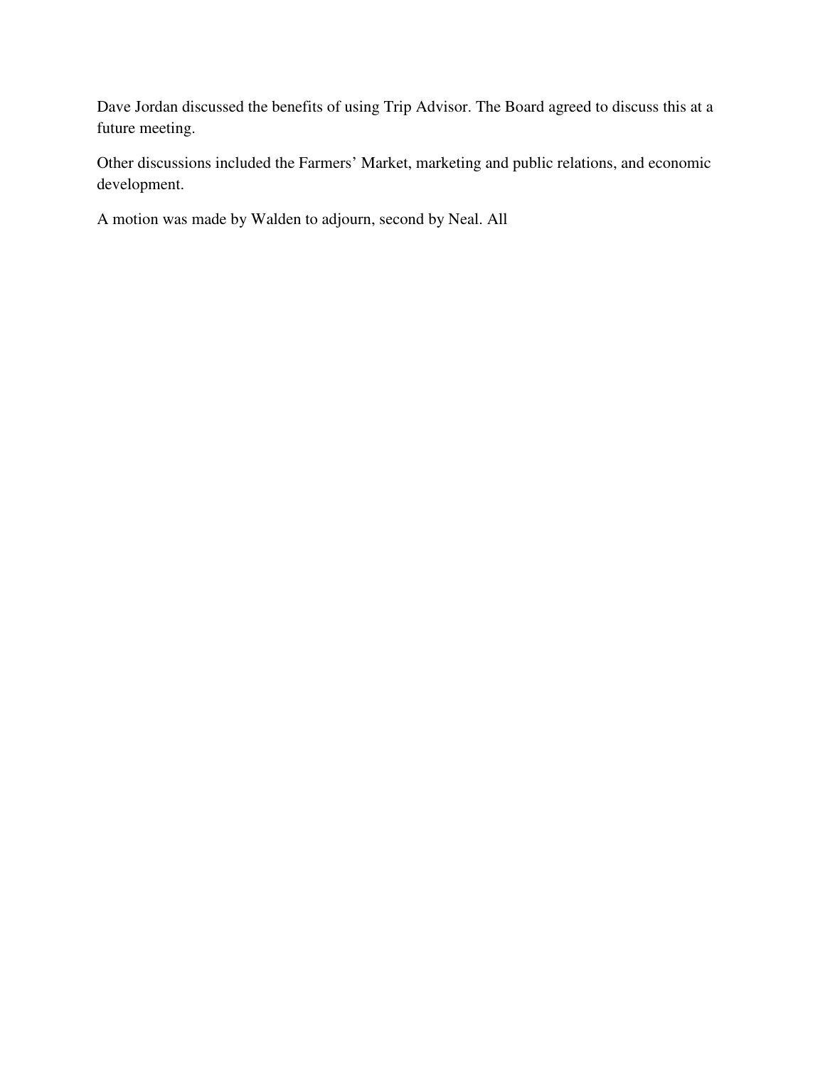Dave Jordan discussed the benefits of using Trip Advisor. The Board agreed to discuss this at a future meeting.

Other discussions included the Farmers' Market, marketing and public relations, and economic development.

A motion was made by Walden to adjourn, second by Neal. All